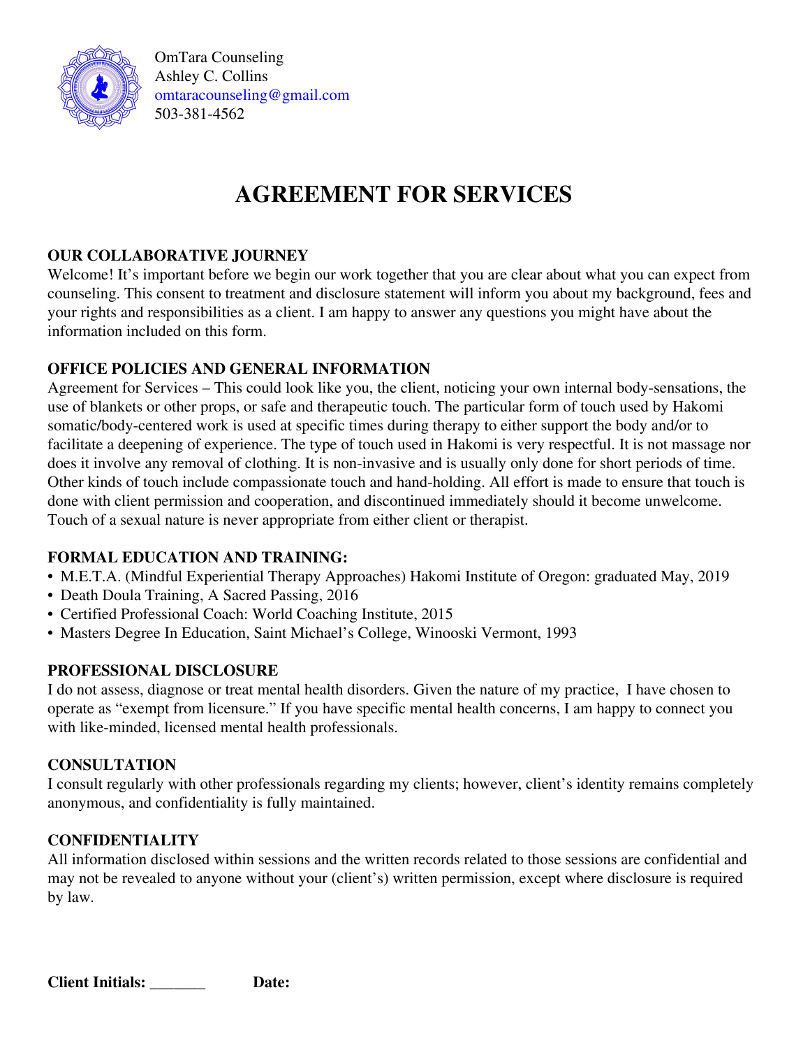OmTara Counseling
Ashley C. Collins
omtaracounseling@gmail.com
503-381-4562

# AGREEMENT FOR SERVICES

### OUR COLLABORATIVE JOURNEY

Welcome! It's important before we begin our work together that you are clear about what you can expect from counseling. This consent to treatment and disclosure statement will inform you about my background, fees and your rights and responsibilities as a client. I am happy to answer any questions you might have about the information included on this form.

### OFFICE POLICIES AND GENERAL INFORMATION

Agreement for Services – This could look like you, the client, noticing your own internal body-sensations, the use of blankets or other props, or safe and therapeutic touch. The particular form of touch used by Hakomi somatic/body-centered work is used at specific times during therapy to either support the body and/or to facilitate a deepening of experience. The type of touch used in Hakomi is very respectful. It is not massage nor does it involve any removal of clothing. It is non-invasive and is usually only done for short periods of time. Other kinds of touch include compassionate touch and hand-holding. All effort is made to ensure that touch is done with client permission and cooperation, and discontinued immediately should it become unwelcome. Touch of a sexual nature is never appropriate from either client or therapist.

### FORMAL EDUCATION AND TRAINING:

- M.E.T.A. (Mindful Experiential Therapy Approaches) Hakomi Institute of Oregon: graduated May, 2019
- Death Doula Training, A Sacred Passing, 2016
- Certified Professional Coach: World Coaching Institute, 2015
- Masters Degree In Education, Saint Michael's College, Winooski Vermont, 1993

### PROFESSIONAL DISCLOSURE

I do not assess, diagnose or treat mental health disorders. Given the nature of my practice, I have chosen to operate as "exempt from licensure." If you have specific mental health concerns, I am happy to connect you with like-minded, licensed mental health professionals.

### CONSULTATION

I consult regularly with other professionals regarding my clients; however, client's identity remains completely anonymous, and confidentiality is fully maintained.

### CONFIDENTIALITY

All information disclosed within sessions and the written records related to those sessions are confidential and may not be revealed to anyone without your (client's) written permission, except where disclosure is required by law.

**Client Initials:** _______ **Date:**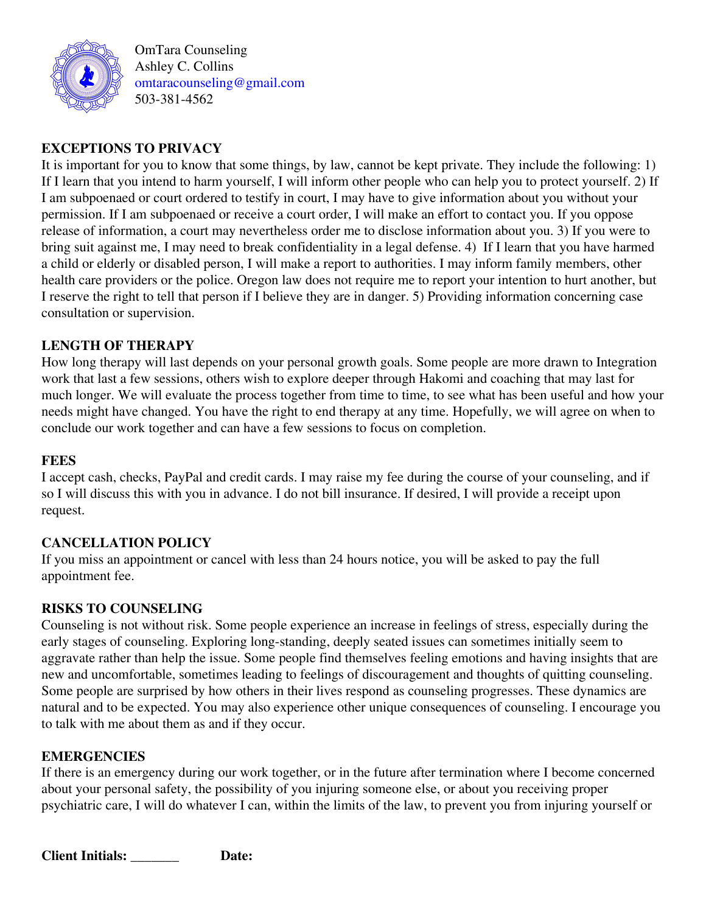OmTara Counseling
Ashley C. Collins
omtaracounseling@gmail.com
503-381-4562

**EXCEPTIONS TO PRIVACY**

It is important for you to know that some things, by law, cannot be kept private. They include the following: 1) If I learn that you intend to harm yourself, I will inform other people who can help you to protect yourself. 2) If I am subpoenaed or court ordered to testify in court, I may have to give information about you without your permission. If I am subpoenaed or receive a court order, I will make an effort to contact you. If you oppose release of information, a court may nevertheless order me to disclose information about you. 3) If you were to bring suit against me, I may need to break confidentiality in a legal defense. 4) If I learn that you have harmed a child or elderly or disabled person, I will make a report to authorities. I may inform family members, other health care providers or the police. Oregon law does not require me to report your intention to hurt another, but I reserve the right to tell that person if I believe they are in danger. 5) Providing information concerning case consultation or supervision.

**LENGTH OF THERAPY**

How long therapy will last depends on your personal growth goals. Some people are more drawn to Integration work that last a few sessions, others wish to explore deeper through Hakomi and coaching that may last for much longer. We will evaluate the process together from time to time, to see what has been useful and how your needs might have changed. You have the right to end therapy at any time. Hopefully, we will agree on when to conclude our work together and can have a few sessions to focus on completion.

**FEES**

I accept cash, checks, PayPal and credit cards. I may raise my fee during the course of your counseling, and if so I will discuss this with you in advance. I do not bill insurance. If desired, I will provide a receipt upon request.

**CANCELLATION POLICY**

If you miss an appointment or cancel with less than 24 hours notice, you will be asked to pay the full appointment fee.

**RISKS TO COUNSELING**

Counseling is not without risk. Some people experience an increase in feelings of stress, especially during the early stages of counseling. Exploring long-standing, deeply seated issues can sometimes initially seem to aggravate rather than help the issue. Some people find themselves feeling emotions and having insights that are new and uncomfortable, sometimes leading to feelings of discouragement and thoughts of quitting counseling. Some people are surprised by how others in their lives respond as counseling progresses. These dynamics are natural and to be expected. You may also experience other unique consequences of counseling. I encourage you to talk with me about them as and if they occur.

**EMERGENCIES**

If there is an emergency during our work together, or in the future after termination where I become concerned about your personal safety, the possibility of you injuring someone else, or about you receiving proper psychiatric care, I will do whatever I can, within the limits of the law, to prevent you from injuring yourself or

**Client Initials:** _______ **Date:**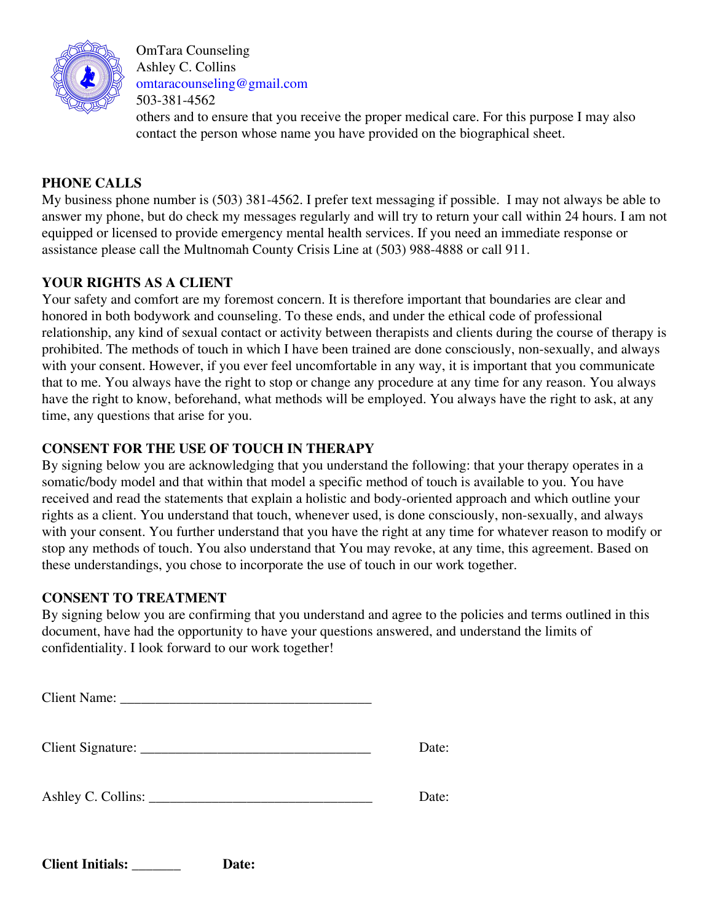OmTara Counseling
Ashley C. Collins
omtaracounseling@gmail.com
503-381-4562

others and to ensure that you receive the proper medical care. For this purpose I may also contact the person whose name you have provided on the biographical sheet.

**PHONE CALLS**

My business phone number is (503) 381-4562. I prefer text messaging if possible. I may not always be able to answer my phone, but do check my messages regularly and will try to return your call within 24 hours. I am not equipped or licensed to provide emergency mental health services. If you need an immediate response or assistance please call the Multnomah County Crisis Line at (503) 988-4888 or call 911.

**YOUR RIGHTS AS A CLIENT**

Your safety and comfort are my foremost concern. It is therefore important that boundaries are clear and honored in both bodywork and counseling. To these ends, and under the ethical code of professional relationship, any kind of sexual contact or activity between therapists and clients during the course of therapy is prohibited. The methods of touch in which I have been trained are done consciously, non-sexually, and always with your consent. However, if you ever feel uncomfortable in any way, it is important that you communicate that to me. You always have the right to stop or change any procedure at any time for any reason. You always have the right to know, beforehand, what methods will be employed. You always have the right to ask, at any time, any questions that arise for you.

**CONSENT FOR THE USE OF TOUCH IN THERAPY**

By signing below you are acknowledging that you understand the following: that your therapy operates in a somatic/body model and that within that model a specific method of touch is available to you. You have received and read the statements that explain a holistic and body-oriented approach and which outline your rights as a client. You understand that touch, whenever used, is done consciously, non-sexually, and always with your consent. You further understand that you have the right at any time for whatever reason to modify or stop any methods of touch. You also understand that You may revoke, at any time, this agreement. Based on these understandings, you chose to incorporate the use of touch in our work together.

**CONSENT TO TREATMENT**

By signing below you are confirming that you understand and agree to the policies and terms outlined in this document, have had the opportunity to have your questions answered, and understand the limits of confidentiality. I look forward to our work together!

Client Name: ___________________________________

Client Signature: ________________________________ Date:

Ashley C. Collins: _______________________________ Date:

**Client Initials:** _______ **Date:**